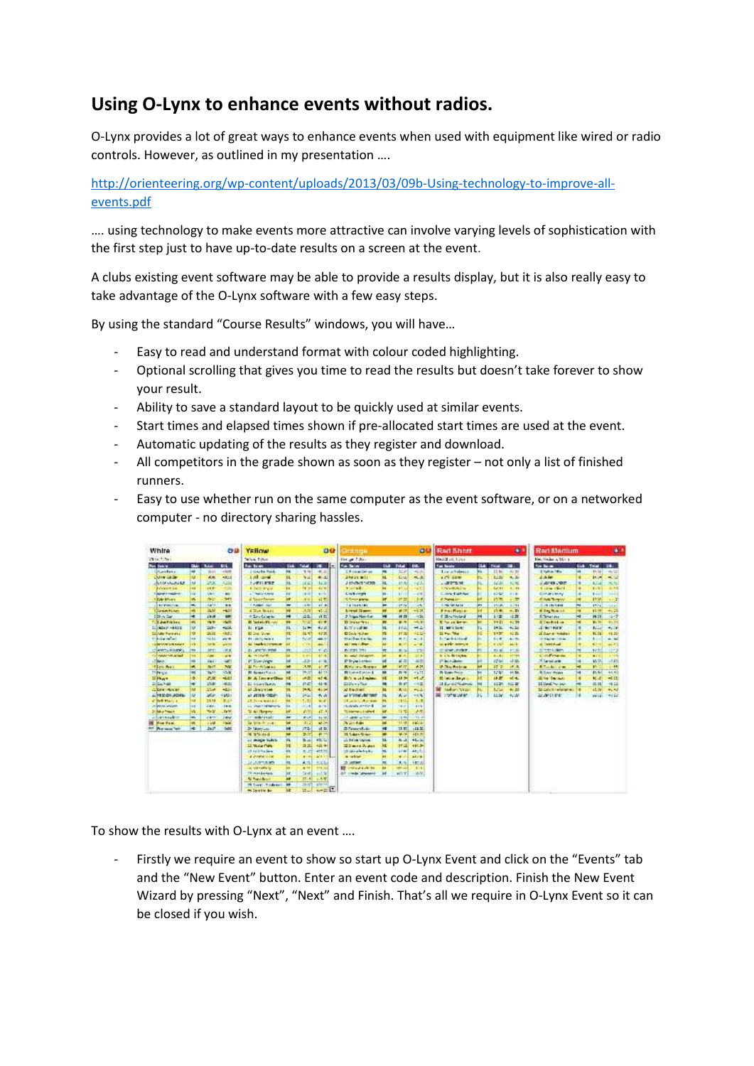# Using O-Lynx to enhance events without radios.

O-Lynx provides a lot of great ways to enhance events when used with equipment like wired or radio controls. However, as outlined in my presentation ….

http://orienteering.org/wp-content/uploads/2013/03/09b-Using-technology-to-improve-all-events.pdf

…. using technology to make events more attractive can involve varying levels of sophistication with the first step just to have up-to-date results on a screen at the event.

A clubs existing event software may be able to provide a results display, but it is also really easy to take advantage of the O-Lynx software with a few easy steps.

By using the standard "Course Results" windows, you will have…

- Easy to read and understand format with colour coded highlighting.
- Optional scrolling that gives you time to read the results but doesn't take forever to show your result.
- Ability to save a standard layout to be quickly used at similar events.
- Start times and elapsed times shown if pre-allocated start times are used at the event.
- Automatic updating of the results as they register and download.
- All competitors in the grade shown as soon as they register – not only a list of finished runners.
- Easy to use whether run on the same computer as the event software, or on a networked computer - no directory sharing hassles.

To show the results with O-Lynx at an event ….

- Firstly we require an event to show so start up O-Lynx Event and click on the "Events" tab and the "New Event" button. Enter an event code and description. Finish the New Event Wizard by pressing "Next", "Next" and Finish. That's all we require in O-Lynx Event so it can be closed if you wish.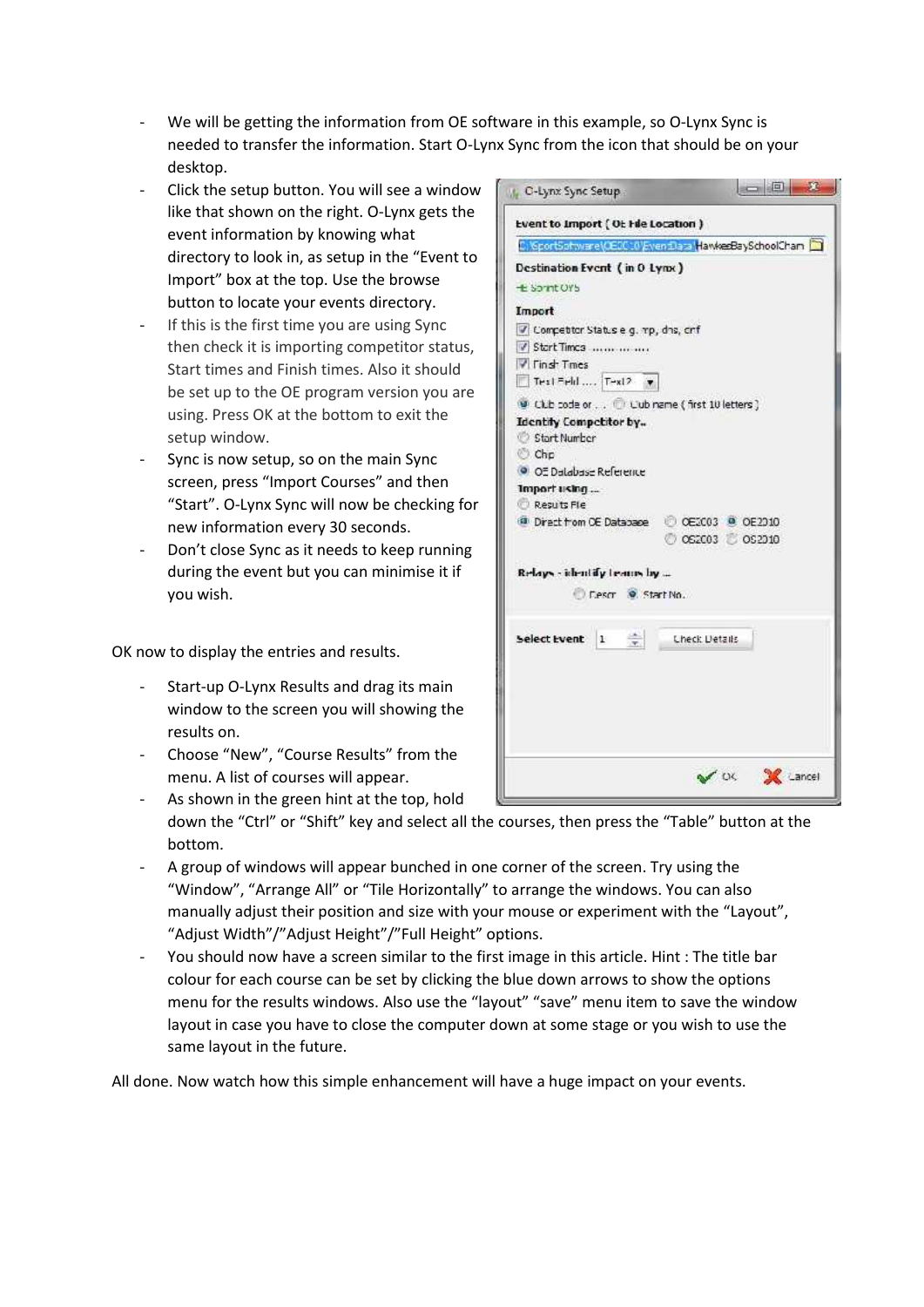- We will be getting the information from OE software in this example, so O-Lynx Sync is needed to transfer the information. Start O-Lynx Sync from the icon that should be on your desktop.
- Click the setup button. You will see a window like that shown on the right. O-Lynx gets the event information by knowing what directory to look in, as setup in the "Event to Import" box at the top. Use the browse button to locate your events directory.
- If this is the first time you are using Sync then check it is importing competitor status, Start times and Finish times. Also it should be set up to the OE program version you are using. Press OK at the bottom to exit the setup window.
- Sync is now setup, so on the main Sync screen, press "Import Courses" and then "Start". O-Lynx Sync will now be checking for new information every 30 seconds.
- Don't close Sync as it needs to keep running during the event but you can minimise it if you wish.

OK now to display the entries and results.

- Start-up O-Lynx Results and drag its main window to the screen you will showing the results on.
- Choose "New", "Course Results" from the menu. A list of courses will appear.
- As shown in the green hint at the top, hold down the "Ctrl" or "Shift" key and select all the courses, then press the "Table" button at the bottom.
- A group of windows will appear bunched in one corner of the screen. Try using the "Window", "Arrange All" or "Tile Horizontally" to arrange the windows. You can also manually adjust their position and size with your mouse or experiment with the "Layout", "Adjust Width"/"Adjust Height"/"Full Height" options.
- You should now have a screen similar to the first image in this article. Hint : The title bar colour for each course can be set by clicking the blue down arrows to show the options menu for the results windows. Also use the "layout" "save" menu item to save the window layout in case you have to close the computer down at some stage or you wish to use the same layout in the future.

All done. Now watch how this simple enhancement will have a huge impact on your events.